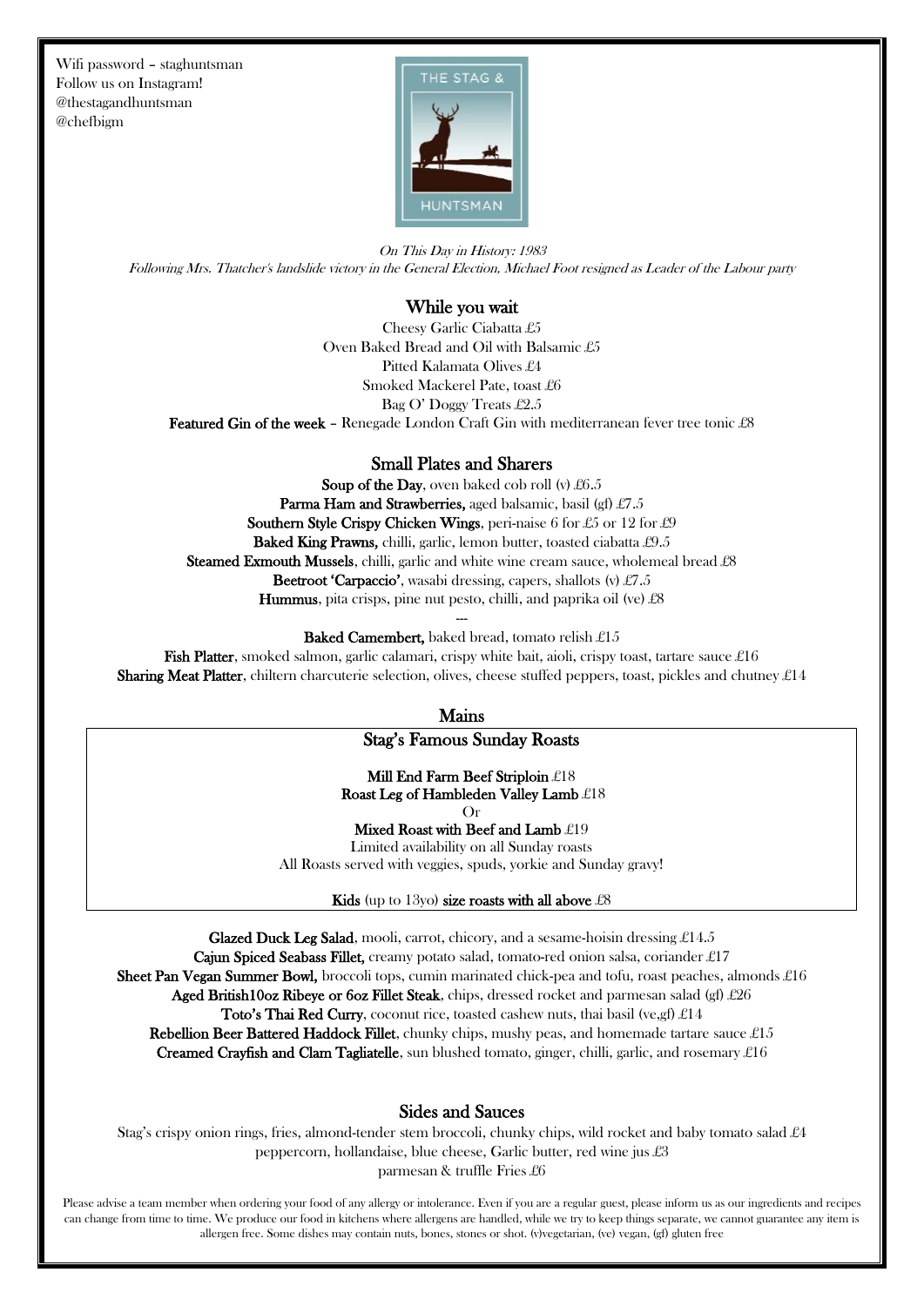Wifi password – staghuntsman
Follow us on Instagram!
@thestagandhuntsman
@chefbigm

THE STAG & HUNTSMAN

*On This Day in History: 1983*
*Following Mrs. Thatcher's landslide victory in the General Election, Michael Foot resigned as Leader of the Labour party*

## While you wait

Cheesy Garlic Ciabatta £5
Oven Baked Bread and Oil with Balsamic £5
Pitted Kalamata Olives £4
Smoked Mackerel Pate, toast £6
Bag O' Doggy Treats £2.5
**Featured Gin of the week** – Renegade London Craft Gin with mediterranean fever tree tonic £8

## Small Plates and Sharers

**Soup of the Day**, oven baked cob roll (v) £6.5
**Parma Ham and Strawberries,** aged balsamic, basil (gf) £7.5
**Southern Style Crispy Chicken Wings**, peri-naise 6 for £5 or 12 for £9
**Baked King Prawns,** chilli, garlic, lemon butter, toasted ciabatta £9.5
**Steamed Exmouth Mussels**, chilli, garlic and white wine cream sauce, wholemeal bread £8
**Beetroot 'Carpaccio'**, wasabi dressing, capers, shallots (v) £7.5
**Hummus**, pita crisps, pine nut pesto, chilli, and paprika oil (ve) £8

---

**Baked Camembert,** baked bread, tomato relish £15
**Fish Platter**, smoked salmon, garlic calamari, crispy white bait, aioli, crispy toast, tartare sauce £16
**Sharing Meat Platter**, chiltern charcuterie selection, olives, cheese stuffed peppers, toast, pickles and chutney £14

## Mains

### Stag's Famous Sunday Roasts

**Mill End Farm Beef Striploin** £18
**Roast Leg of Hambleden Valley Lamb** £18
Or
**Mixed Roast with Beef and Lamb** £19
Limited availability on all Sunday roasts
All Roasts served with veggies, spuds, yorkie and Sunday gravy!

**Kids** (up to 13yo) **size roasts with all above** £8

**Glazed Duck Leg Salad**, mooli, carrot, chicory, and a sesame-hoisin dressing £14.5
**Cajun Spiced Seabass Fillet,** creamy potato salad, tomato-red onion salsa, coriander £17
**Sheet Pan Vegan Summer Bowl,** broccoli tops, cumin marinated chick-pea and tofu, roast peaches, almonds £16
**Aged British10oz Ribeye or 6oz Fillet Steak**, chips, dressed rocket and parmesan salad (gf) £26
**Toto's Thai Red Curry**, coconut rice, toasted cashew nuts, thai basil (ve,gf) £14
**Rebellion Beer Battered Haddock Fillet**, chunky chips, mushy peas, and homemade tartare sauce £15
**Creamed Crayfish and Clam Tagliatelle**, sun blushed tomato, ginger, chilli, garlic, and rosemary £16

## Sides and Sauces

Stag's crispy onion rings, fries, almond-tender stem broccoli, chunky chips, wild rocket and baby tomato salad £4
peppercorn, hollandaise, blue cheese, Garlic butter, red wine jus £3
parmesan & truffle Fries £6

Please advise a team member when ordering your food of any allergy or intolerance. Even if you are a regular guest, please inform us as our ingredients and recipes can change from time to time. We produce our food in kitchens where allergens are handled, while we try to keep things separate, we cannot guarantee any item is allergen free. Some dishes may contain nuts, bones, stones or shot. (v)vegetarian, (ve) vegan, (gf) gluten free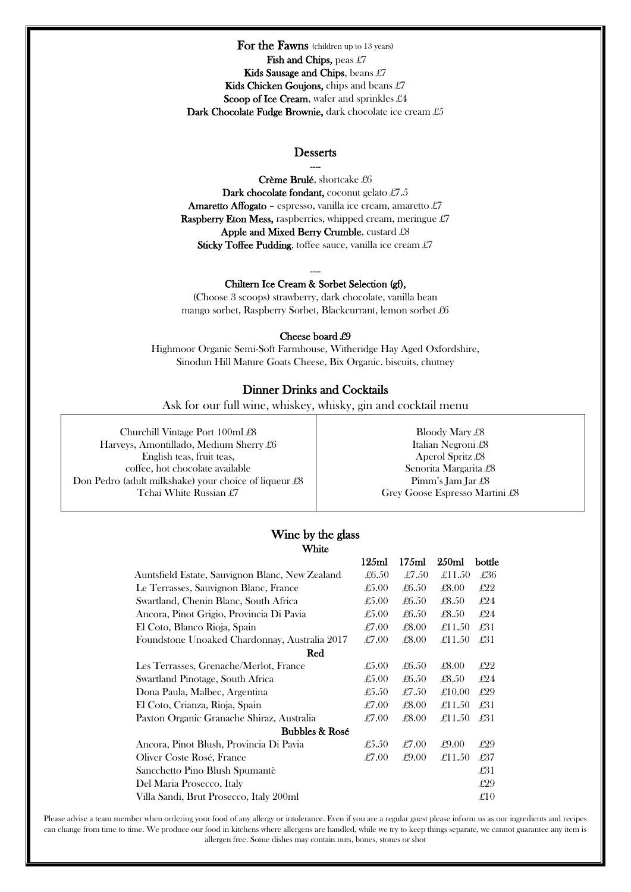## For the Fawns (children up to 13 years)

**Fish and Chips,** peas £7
**Kids Sausage and Chips**, beans £7
**Kids Chicken Goujons,** chips and beans £7
**Scoop of Ice Cream**, wafer and sprinkles £4
**Dark Chocolate Fudge Brownie,** dark chocolate ice cream £5

## Desserts

----

**Crème Brulé**, shortcake £6
**Dark chocolate fondant,** coconut gelato £7.5
**Amaretto Affogato** – espresso, vanilla ice cream, amaretto £7
**Raspberry Eton Mess,** raspberries, whipped cream, meringue £7
**Apple and Mixed Berry Crumble**, custard £8
**Sticky Toffee Pudding**, toffee sauce, vanilla ice cream £7

----

**Chiltern Ice Cream & Sorbet Selection (gf),**
(Choose 3 scoops) strawberry, dark chocolate, vanilla bean
mango sorbet, Raspberry Sorbet, Blackcurrant, lemon sorbet £6

**Cheese board £9**
Highmoor Organic Semi-Soft Farmhouse, Witheridge Hay Aged Oxfordshire,
Sinodun Hill Mature Goats Cheese, Bix Organic. biscuits, chutney

## Dinner Drinks and Cocktails

Ask for our full wine, whiskey, whisky, gin and cocktail menu

| | |
|---|---|
| Churchill Vintage Port 100ml £8 | Bloody Mary £8 |
| Harveys, Amontillado, Medium Sherry £6 | Italian Negroni £8 |
| English teas, fruit teas, | Aperol Spritz £8 |
| coffee, hot chocolate available | Senorita Margarita £8 |
| Don Pedro (adult milkshake) your choice of liqueur £8 | Pimm's Jam Jar £8 |
| Tchai White Russian £7 | Grey Goose Espresso Martini £8 |

## Wine by the glass

| White | 125ml | 175ml | 250ml | bottle |
|---|---|---|---|---|
| Auntsfield Estate, Sauvignon Blanc, New Zealand | £6.50 | £7.50 | £11.50 | £36 |
| Le Terrasses, Sauvignon Blanc, France | £5.00 | £6.50 | £8.00 | £22 |
| Swartland, Chenin Blanc, South Africa | £5.00 | £6.50 | £8.50 | £24 |
| Ancora, Pinot Grigio, Provincia Di Pavia | £5.00 | £6.50 | £8.50 | £24 |
| El Coto, Blanco Rioja, Spain | £7.00 | £8.00 | £11.50 | £31 |
| Foundstone Unoaked Chardonnay, Australia 2017 | £7.00 | £8.00 | £11.50 | £31 |
| **Red** | | | | |
| Les Terrasses, Grenache/Merlot, France | £5.00 | £6.50 | £8.00 | £22 |
| Swartland Pinotage, South Africa | £5.00 | £6.50 | £8.50 | £24 |
| Dona Paula, Malbec, Argentina | £5.50 | £7.50 | £10.00 | £29 |
| El Coto, Crianza, Rioja, Spain | £7.00 | £8.00 | £11.50 | £31 |
| Paxton Organic Granache Shiraz, Australia | £7.00 | £8.00 | £11.50 | £31 |
| **Bubbles & Rosé** | | | | |
| Ancora, Pinot Blush, Provincia Di Pavia | £5.50 | £7.00 | £9.00 | £29 |
| Oliver Coste Rosé, France | £7.00 | £9.00 | £11.50 | £37 |
| Sancchetto Pino Blush Spumantè | | | | £31 |
| Del Maria Prosecco, Italy | | | | £29 |
| Villa Sandi, Brut Prosecco, Italy 200ml | | | | £10 |

Please advise a team member when ordering your food of any allergy or intolerance. Even if you are a regular guest please inform us as our ingredients and recipes can change from time to time. We produce our food in kitchens where allergens are handled, while we try to keep things separate, we cannot guarantee any item is allergen free. Some dishes may contain nuts, bones, stones or shot